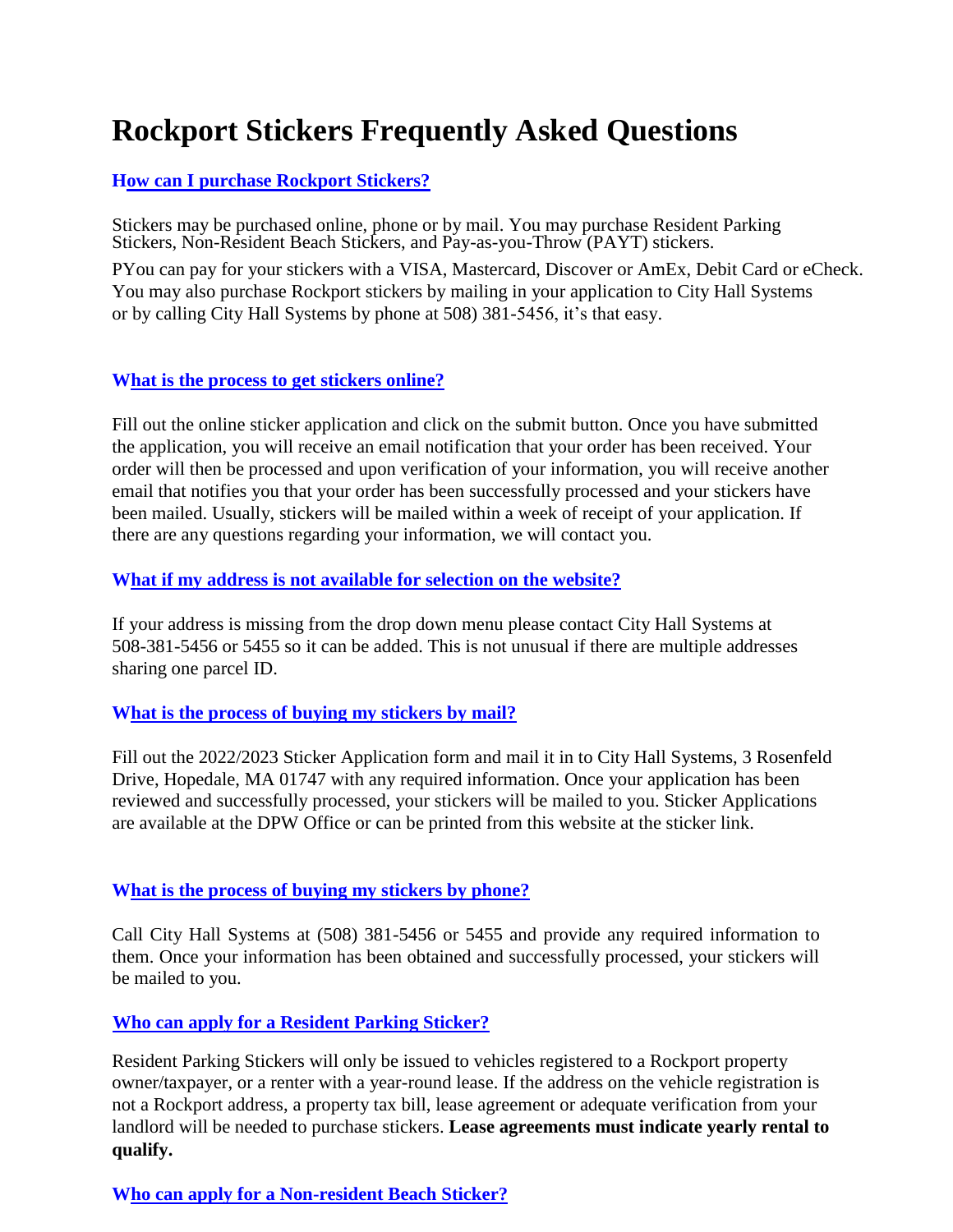# Rockport Stickers Frequently Asked Questions

**How can I purchase Rockport Stickers?**

Stickers may be purchased online, phone or by mail. You may purchase Resident Parking Stickers, Non-Resident Beach Stickers, and Pay-as-you-Throw (PAYT) stickers.

PYou can pay for your stickers with a VISA, Mastercard, Discover or AmEx, Debit Card or eCheck. You may also purchase Rockport stickers by mailing in your application to City Hall Systems or by calling City Hall Systems by phone at 508) 381-5456, it's that easy.

**What is the process to get stickers online?**

Fill out the online sticker application and click on the submit button. Once you have submitted the application, you will receive an email notification that your order has been received. Your order will then be processed and upon verification of your information, you will receive another email that notifies you that your order has been successfully processed and your stickers have been mailed. Usually, stickers will be mailed within a week of receipt of your application. If there are any questions regarding your information, we will contact you.

**What if my address is not available for selection on the website?**

If your address is missing from the drop down menu please contact City Hall Systems at 508-381-5456 or 5455 so it can be added. This is not unusual if there are multiple addresses sharing one parcel ID.

**What is the process of buying my stickers by mail?**

Fill out the 2022/2023 Sticker Application form and mail it in to City Hall Systems, 3 Rosenfeld Drive, Hopedale, MA 01747 with any required information. Once your application has been reviewed and successfully processed, your stickers will be mailed to you. Sticker Applications are available at the DPW Office or can be printed from this website at the sticker link.

**What is the process of buying my stickers by phone?**

Call City Hall Systems at (508) 381-5456 or 5455 and provide any required information to them. Once your information has been obtained and successfully processed, your stickers will be mailed to you.

**Who can apply for a Resident Parking Sticker?**

Resident Parking Stickers will only be issued to vehicles registered to a Rockport property owner/taxpayer, or a renter with a year-round lease. If the address on the vehicle registration is not a Rockport address, a property tax bill, lease agreement or adequate verification from your landlord will be needed to purchase stickers. **Lease agreements must indicate yearly rental to qualify.**

**Who can apply for a Non-resident Beach Sticker?**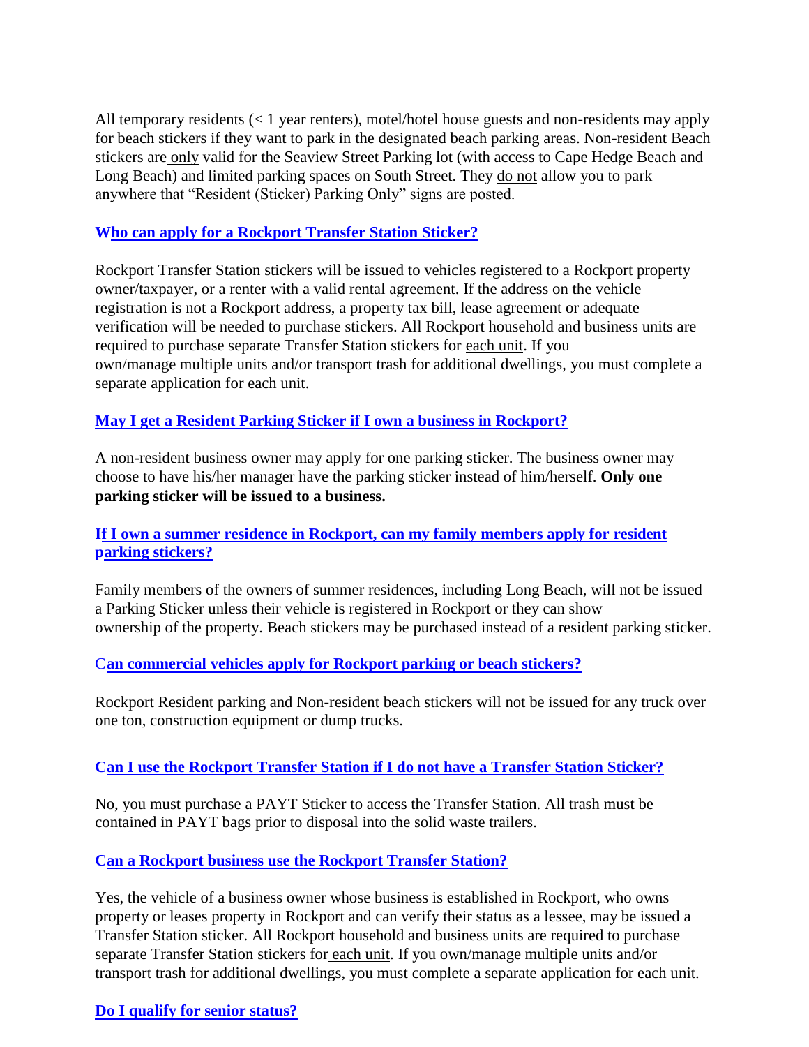All temporary residents (< 1 year renters), motel/hotel house guests and non-residents may apply for beach stickers if they want to park in the designated beach parking areas. Non-resident Beach stickers are only valid for the Seaview Street Parking lot (with access to Cape Hedge Beach and Long Beach) and limited parking spaces on South Street. They do not allow you to park anywhere that "Resident (Sticker) Parking Only" signs are posted.

### Who can apply for a Rockport Transfer Station Sticker?

Rockport Transfer Station stickers will be issued to vehicles registered to a Rockport property owner/taxpayer, or a renter with a valid rental agreement. If the address on the vehicle registration is not a Rockport address, a property tax bill, lease agreement or adequate verification will be needed to purchase stickers. All Rockport household and business units are required to purchase separate Transfer Station stickers for each unit. If you own/manage multiple units and/or transport trash for additional dwellings, you must complete a separate application for each unit.

### May I get a Resident Parking Sticker if I own a business in Rockport?

A non-resident business owner may apply for one parking sticker. The business owner may choose to have his/her manager have the parking sticker instead of him/herself. **Only one parking sticker will be issued to a business.**

### If I own a summer residence in Rockport, can my family members apply for resident parking stickers?

Family members of the owners of summer residences, including Long Beach, will not be issued a Parking Sticker unless their vehicle is registered in Rockport or they can show ownership of the property. Beach stickers may be purchased instead of a resident parking sticker.

### Can commercial vehicles apply for Rockport parking or beach stickers?

Rockport Resident parking and Non-resident beach stickers will not be issued for any truck over one ton, construction equipment or dump trucks.

### Can I use the Rockport Transfer Station if I do not have a Transfer Station Sticker?

No, you must purchase a PAYT Sticker to access the Transfer Station. All trash must be contained in PAYT bags prior to disposal into the solid waste trailers.

### Can a Rockport business use the Rockport Transfer Station?

Yes, the vehicle of a business owner whose business is established in Rockport, who owns property or leases property in Rockport and can verify their status as a lessee, may be issued a Transfer Station sticker. All Rockport household and business units are required to purchase separate Transfer Station stickers for each unit. If you own/manage multiple units and/or transport trash for additional dwellings, you must complete a separate application for each unit.

### Do I qualify for senior status?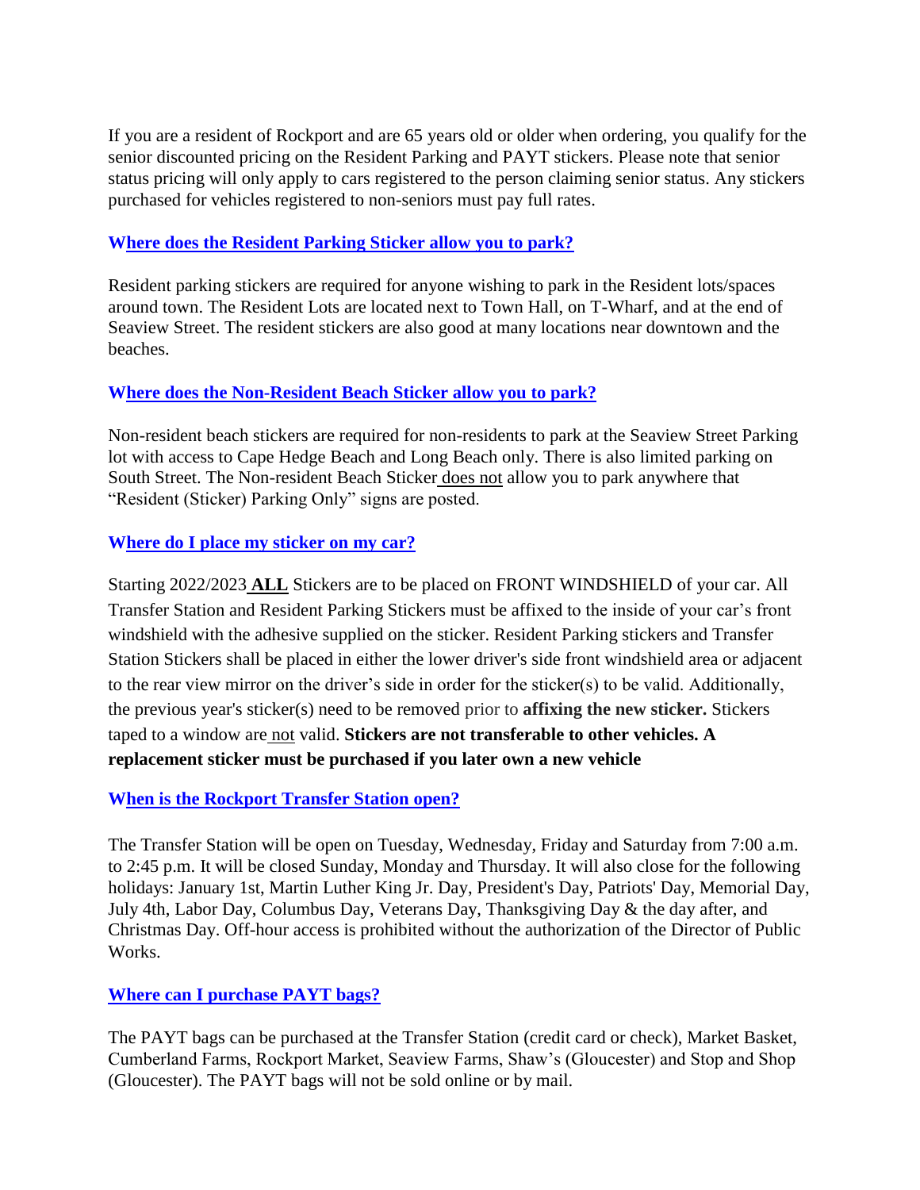If you are a resident of Rockport and are 65 years old or older when ordering, you qualify for the senior discounted pricing on the Resident Parking and PAYT stickers. Please note that senior status pricing will only apply to cars registered to the person claiming senior status. Any stickers purchased for vehicles registered to non-seniors must pay full rates.

### Where does the Resident Parking Sticker allow you to park?

Resident parking stickers are required for anyone wishing to park in the Resident lots/spaces around town. The Resident Lots are located next to Town Hall, on T-Wharf, and at the end of Seaview Street. The resident stickers are also good at many locations near downtown and the beaches.

### Where does the Non-Resident Beach Sticker allow you to park?

Non-resident beach stickers are required for non-residents to park at the Seaview Street Parking lot with access to Cape Hedge Beach and Long Beach only. There is also limited parking on South Street. The Non-resident Beach Sticker does not allow you to park anywhere that "Resident (Sticker) Parking Only" signs are posted.

### Where do I place my sticker on my car?

Starting 2022/2023 **ALL** Stickers are to be placed on FRONT WINDSHIELD of your car. All Transfer Station and Resident Parking Stickers must be affixed to the inside of your car's front windshield with the adhesive supplied on the sticker. Resident Parking stickers and Transfer Station Stickers shall be placed in either the lower driver's side front windshield area or adjacent to the rear view mirror on the driver's side in order for the sticker(s) to be valid. Additionally, the previous year's sticker(s) need to be removed prior to **affixing the new sticker.** Stickers taped to a window are not valid. **Stickers are not transferable to other vehicles. A replacement sticker must be purchased if you later own a new vehicle**

### When is the Rockport Transfer Station open?

The Transfer Station will be open on Tuesday, Wednesday, Friday and Saturday from 7:00 a.m. to 2:45 p.m. It will be closed Sunday, Monday and Thursday. It will also close for the following holidays: January 1st, Martin Luther King Jr. Day, President's Day, Patriots' Day, Memorial Day, July 4th, Labor Day, Columbus Day, Veterans Day, Thanksgiving Day & the day after, and Christmas Day. Off-hour access is prohibited without the authorization of the Director of Public Works.

### Where can I purchase PAYT bags?

The PAYT bags can be purchased at the Transfer Station (credit card or check), Market Basket, Cumberland Farms, Rockport Market, Seaview Farms, Shaw's (Gloucester) and Stop and Shop (Gloucester). The PAYT bags will not be sold online or by mail.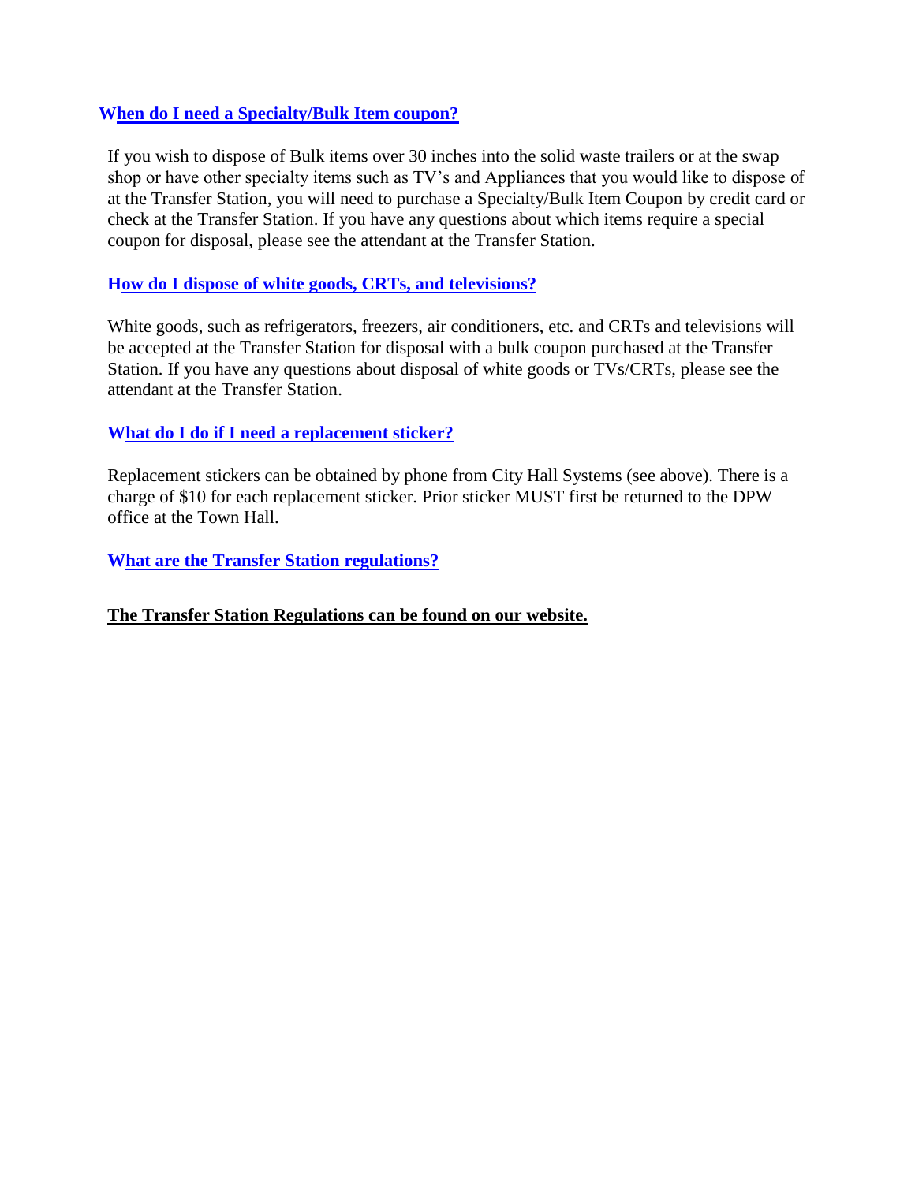## When do I need a Specialty/Bulk Item coupon?

If you wish to dispose of Bulk items over 30 inches into the solid waste trailers or at the swap shop or have other specialty items such as TV's and Appliances that you would like to dispose of at the Transfer Station, you will need to purchase a Specialty/Bulk Item Coupon by credit card or check at the Transfer Station. If you have any questions about which items require a special coupon for disposal, please see the attendant at the Transfer Station.

## How do I dispose of white goods, CRTs, and televisions?

White goods, such as refrigerators, freezers, air conditioners, etc. and CRTs and televisions will be accepted at the Transfer Station for disposal with a bulk coupon purchased at the Transfer Station. If you have any questions about disposal of white goods or TVs/CRTs, please see the attendant at the Transfer Station.

## What do I do if I need a replacement sticker?

Replacement stickers can be obtained by phone from City Hall Systems (see above). There is a charge of $10 for each replacement sticker. Prior sticker MUST first be returned to the DPW office at the Town Hall.

## What are the Transfer Station regulations?

**The Transfer Station Regulations can be found on our website.**